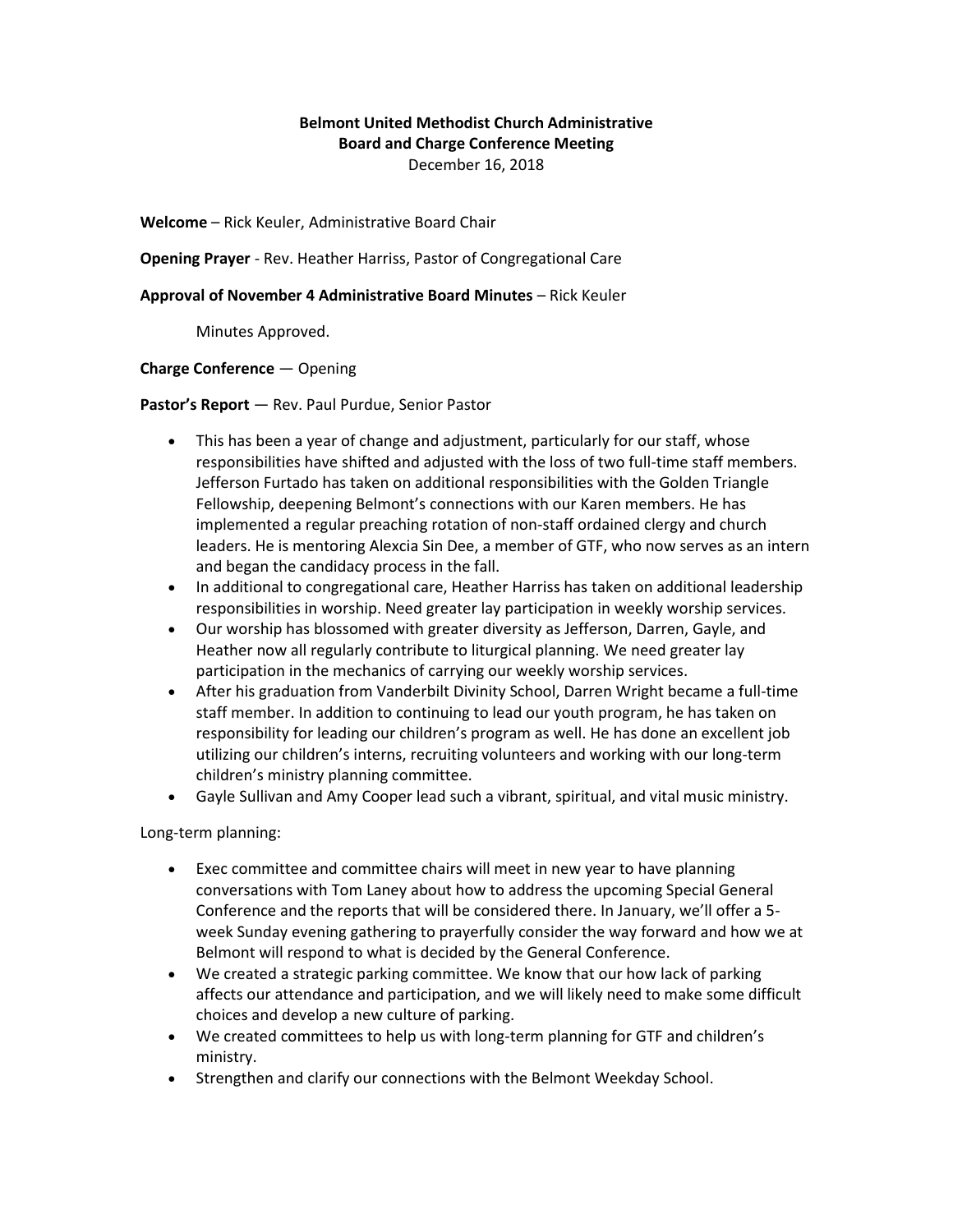**Belmont United Methodist Church Administrative Board and Charge Conference Meeting**

December 16, 2018

**Welcome** – Rick Keuler, Administrative Board Chair

**Opening Prayer** - Rev. Heather Harriss, Pastor of Congregational Care

**Approval of November 4 Administrative Board Minutes** – Rick Keuler

Minutes Approved.

**Charge Conference** — Opening

**Pastor's Report** — Rev. Paul Purdue, Senior Pastor

- This has been a year of change and adjustment, particularly for our staff, whose responsibilities have shifted and adjusted with the loss of two full-time staff members. Jefferson Furtado has taken on additional responsibilities with the Golden Triangle Fellowship, deepening Belmont's connections with our Karen members. He has implemented a regular preaching rotation of non-staff ordained clergy and church leaders. He is mentoring Alexcia Sin Dee, a member of GTF, who now serves as an intern and began the candidacy process in the fall.
- In additional to congregational care, Heather Harriss has taken on additional leadership responsibilities in worship. Need greater lay participation in weekly worship services.
- Our worship has blossomed with greater diversity as Jefferson, Darren, Gayle, and Heather now all regularly contribute to liturgical planning. We need greater lay participation in the mechanics of carrying our weekly worship services.
- After his graduation from Vanderbilt Divinity School, Darren Wright became a full-time staff member. In addition to continuing to lead our youth program, he has taken on responsibility for leading our children's program as well. He has done an excellent job utilizing our children's interns, recruiting volunteers and working with our long-term children's ministry planning committee.
- Gayle Sullivan and Amy Cooper lead such a vibrant, spiritual, and vital music ministry.

Long-term planning:

- Exec committee and committee chairs will meet in new year to have planning conversations with Tom Laney about how to address the upcoming Special General Conference and the reports that will be considered there. In January, we'll offer a 5-week Sunday evening gathering to prayerfully consider the way forward and how we at Belmont will respond to what is decided by the General Conference.
- We created a strategic parking committee. We know that our how lack of parking affects our attendance and participation, and we will likely need to make some difficult choices and develop a new culture of parking.
- We created committees to help us with long-term planning for GTF and children's ministry.
- Strengthen and clarify our connections with the Belmont Weekday School.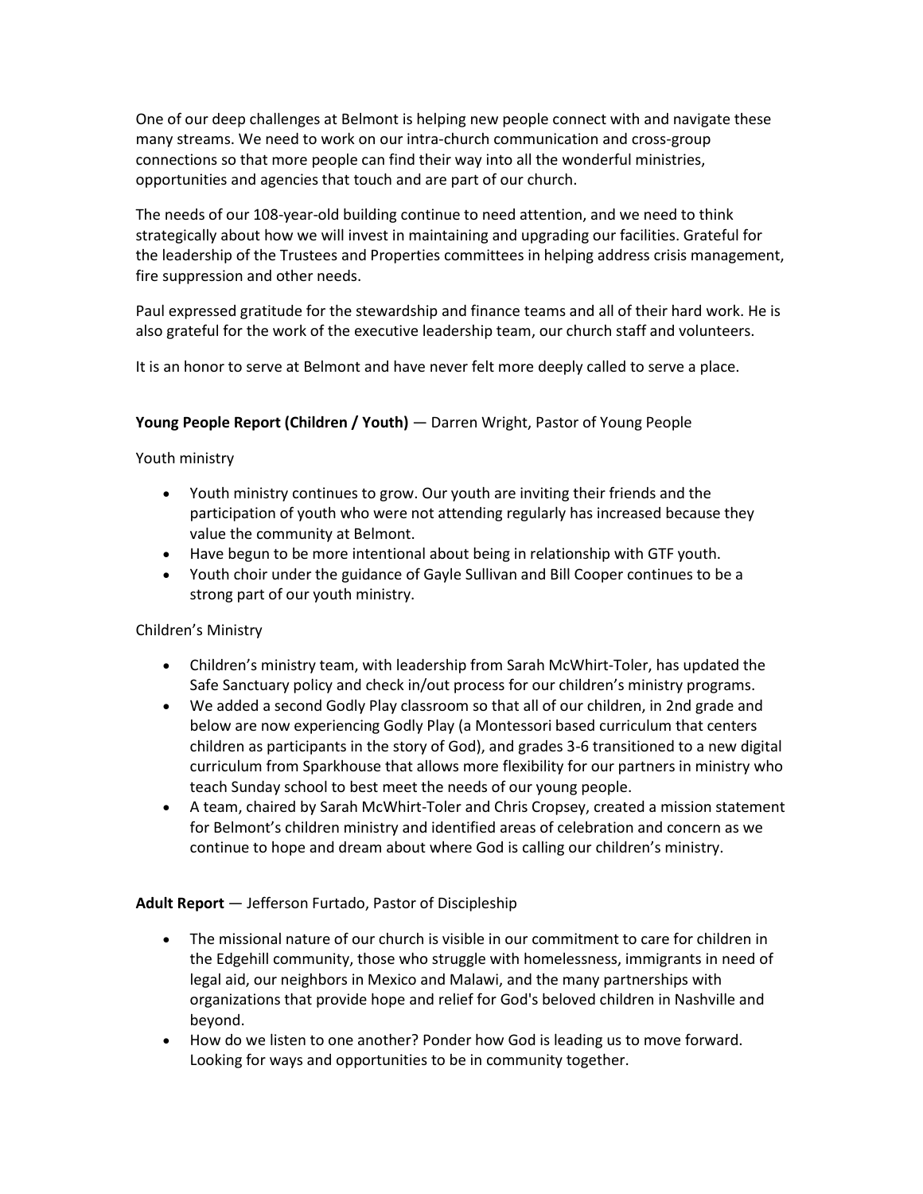One of our deep challenges at Belmont is helping new people connect with and navigate these many streams. We need to work on our intra-church communication and cross-group connections so that more people can find their way into all the wonderful ministries, opportunities and agencies that touch and are part of our church.

The needs of our 108-year-old building continue to need attention, and we need to think strategically about how we will invest in maintaining and upgrading our facilities. Grateful for the leadership of the Trustees and Properties committees in helping address crisis management, fire suppression and other needs.

Paul expressed gratitude for the stewardship and finance teams and all of their hard work. He is also grateful for the work of the executive leadership team, our church staff and volunteers.

It is an honor to serve at Belmont and have never felt more deeply called to serve a place.

**Young People Report (Children / Youth)** — Darren Wright, Pastor of Young People

Youth ministry

- Youth ministry continues to grow. Our youth are inviting their friends and the participation of youth who were not attending regularly has increased because they value the community at Belmont.
- Have begun to be more intentional about being in relationship with GTF youth.
- Youth choir under the guidance of Gayle Sullivan and Bill Cooper continues to be a strong part of our youth ministry.

Children's Ministry

- Children's ministry team, with leadership from Sarah McWhirt-Toler, has updated the Safe Sanctuary policy and check in/out process for our children's ministry programs.
- We added a second Godly Play classroom so that all of our children, in 2nd grade and below are now experiencing Godly Play (a Montessori based curriculum that centers children as participants in the story of God), and grades 3-6 transitioned to a new digital curriculum from Sparkhouse that allows more flexibility for our partners in ministry who teach Sunday school to best meet the needs of our young people.
- A team, chaired by Sarah McWhirt-Toler and Chris Cropsey, created a mission statement for Belmont's children ministry and identified areas of celebration and concern as we continue to hope and dream about where God is calling our children's ministry.

**Adult Report** — Jefferson Furtado, Pastor of Discipleship

- The missional nature of our church is visible in our commitment to care for children in the Edgehill community, those who struggle with homelessness, immigrants in need of legal aid, our neighbors in Mexico and Malawi, and the many partnerships with organizations that provide hope and relief for God's beloved children in Nashville and beyond.
- How do we listen to one another? Ponder how God is leading us to move forward. Looking for ways and opportunities to be in community together.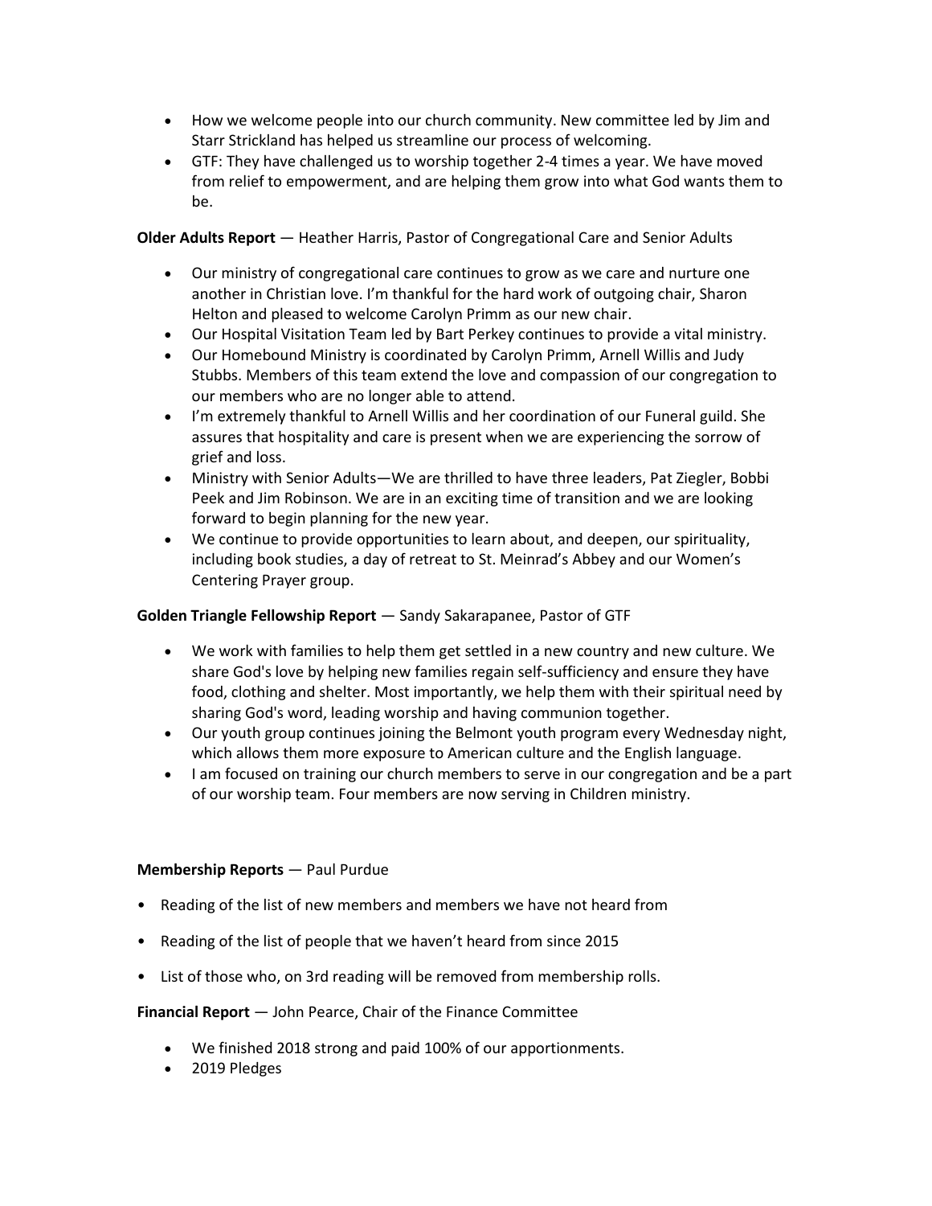- How we welcome people into our church community. New committee led by Jim and Starr Strickland has helped us streamline our process of welcoming.
- GTF: They have challenged us to worship together 2-4 times a year. We have moved from relief to empowerment, and are helping them grow into what God wants them to be.

**Older Adults Report** — Heather Harris, Pastor of Congregational Care and Senior Adults

- Our ministry of congregational care continues to grow as we care and nurture one another in Christian love. I'm thankful for the hard work of outgoing chair, Sharon Helton and pleased to welcome Carolyn Primm as our new chair.
- Our Hospital Visitation Team led by Bart Perkey continues to provide a vital ministry.
- Our Homebound Ministry is coordinated by Carolyn Primm, Arnell Willis and Judy Stubbs. Members of this team extend the love and compassion of our congregation to our members who are no longer able to attend.
- I'm extremely thankful to Arnell Willis and her coordination of our Funeral guild. She assures that hospitality and care is present when we are experiencing the sorrow of grief and loss.
- Ministry with Senior Adults—We are thrilled to have three leaders, Pat Ziegler, Bobbi Peek and Jim Robinson. We are in an exciting time of transition and we are looking forward to begin planning for the new year.
- We continue to provide opportunities to learn about, and deepen, our spirituality, including book studies, a day of retreat to St. Meinrad's Abbey and our Women's Centering Prayer group.

**Golden Triangle Fellowship Report** — Sandy Sakarapanee, Pastor of GTF

- We work with families to help them get settled in a new country and new culture. We share God's love by helping new families regain self-sufficiency and ensure they have food, clothing and shelter. Most importantly, we help them with their spiritual need by sharing God's word, leading worship and having communion together.
- Our youth group continues joining the Belmont youth program every Wednesday night, which allows them more exposure to American culture and the English language.
- I am focused on training our church members to serve in our congregation and be a part of our worship team. Four members are now serving in Children ministry.

**Membership Reports** — Paul Purdue

- Reading of the list of new members and members we have not heard from
- Reading of the list of people that we haven't heard from since 2015
- List of those who, on 3rd reading will be removed from membership rolls.

**Financial Report** — John Pearce, Chair of the Finance Committee

- We finished 2018 strong and paid 100% of our apportionments.
- 2019 Pledges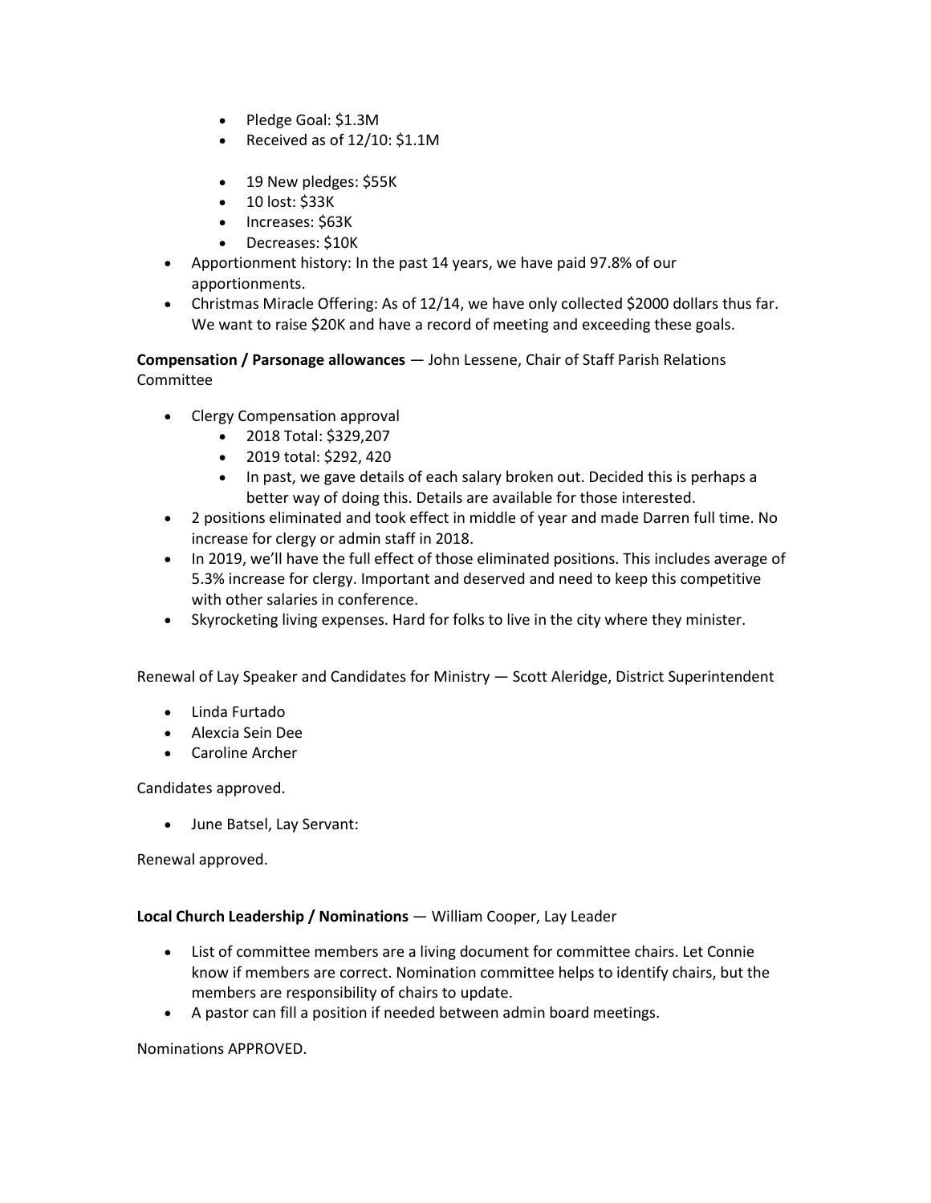- Pledge Goal: $1.3M
    - Received as of 12/10: $1.1M

    - 19 New pledges: $55K
    - 10 lost: $33K
    - Increases: $63K
    - Decreases: $10K
- Apportionment history: In the past 14 years, we have paid 97.8% of our apportionments.
- Christmas Miracle Offering: As of 12/14, we have only collected $2000 dollars thus far. We want to raise $20K and have a record of meeting and exceeding these goals.

**Compensation / Parsonage allowances** — John Lessene, Chair of Staff Parish Relations Committee

- Clergy Compensation approval
    - 2018 Total: $329,207
    - 2019 total: $292, 420
    - In past, we gave details of each salary broken out. Decided this is perhaps a better way of doing this. Details are available for those interested.
- 2 positions eliminated and took effect in middle of year and made Darren full time. No increase for clergy or admin staff in 2018.
- In 2019, we'll have the full effect of those eliminated positions. This includes average of 5.3% increase for clergy. Important and deserved and need to keep this competitive with other salaries in conference.
- Skyrocketing living expenses. Hard for folks to live in the city where they minister.

Renewal of Lay Speaker and Candidates for Ministry — Scott Aleridge, District Superintendent

- Linda Furtado
- Alexcia Sein Dee
- Caroline Archer

Candidates approved.

- June Batsel, Lay Servant:

Renewal approved.

**Local Church Leadership / Nominations** — William Cooper, Lay Leader

- List of committee members are a living document for committee chairs. Let Connie know if members are correct. Nomination committee helps to identify chairs, but the members are responsibility of chairs to update.
- A pastor can fill a position if needed between admin board meetings.

Nominations APPROVED.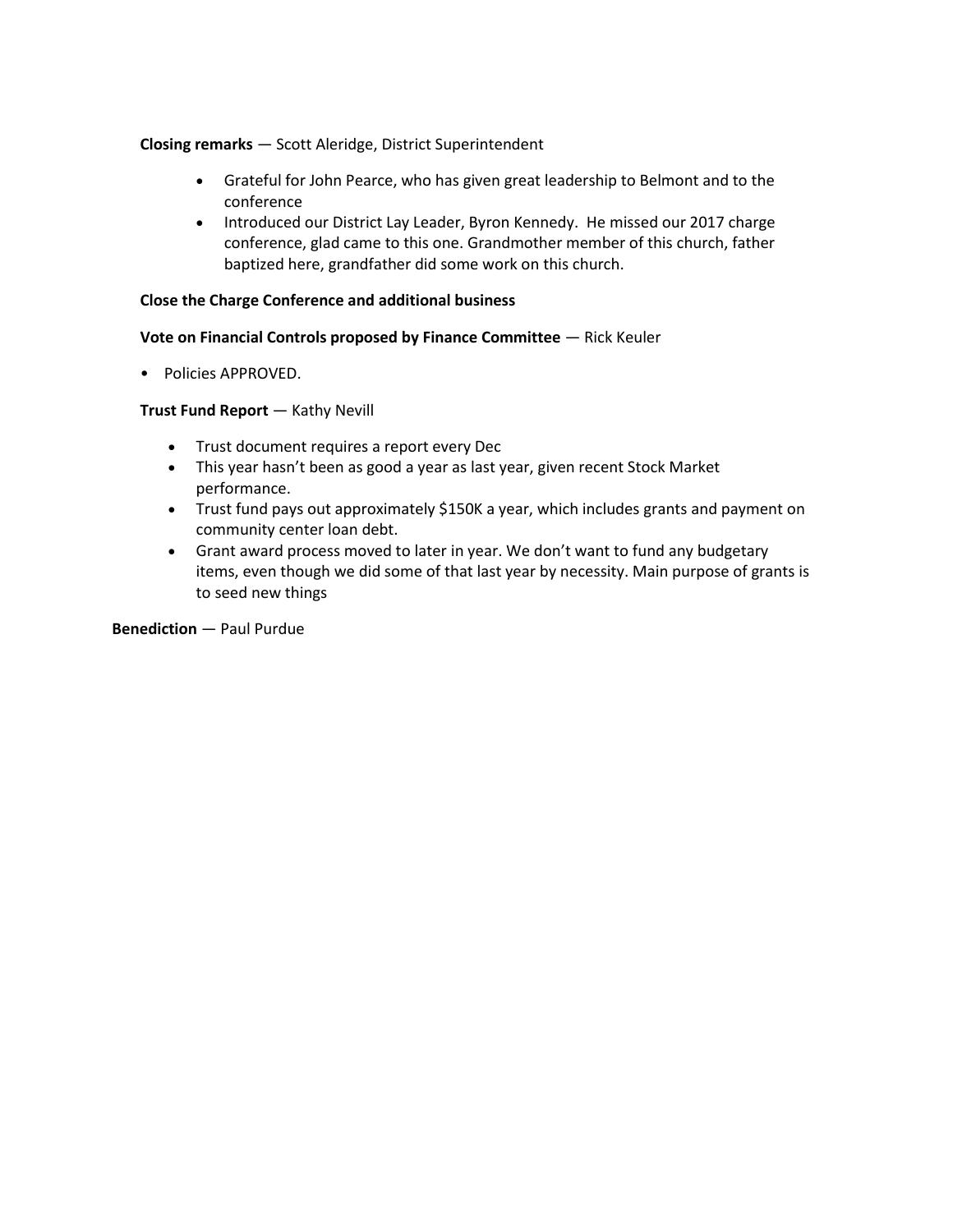**Closing remarks** — Scott Aleridge, District Superintendent

- Grateful for John Pearce, who has given great leadership to Belmont and to the conference
- Introduced our District Lay Leader, Byron Kennedy. He missed our 2017 charge conference, glad came to this one. Grandmother member of this church, father baptized here, grandfather did some work on this church.

**Close the Charge Conference and additional business**

**Vote on Financial Controls proposed by Finance Committee** — Rick Keuler

- Policies APPROVED.

**Trust Fund Report** — Kathy Nevill

- Trust document requires a report every Dec
- This year hasn't been as good a year as last year, given recent Stock Market performance.
- Trust fund pays out approximately $150K a year, which includes grants and payment on community center loan debt.
- Grant award process moved to later in year. We don't want to fund any budgetary items, even though we did some of that last year by necessity. Main purpose of grants is to seed new things

**Benediction** — Paul Purdue